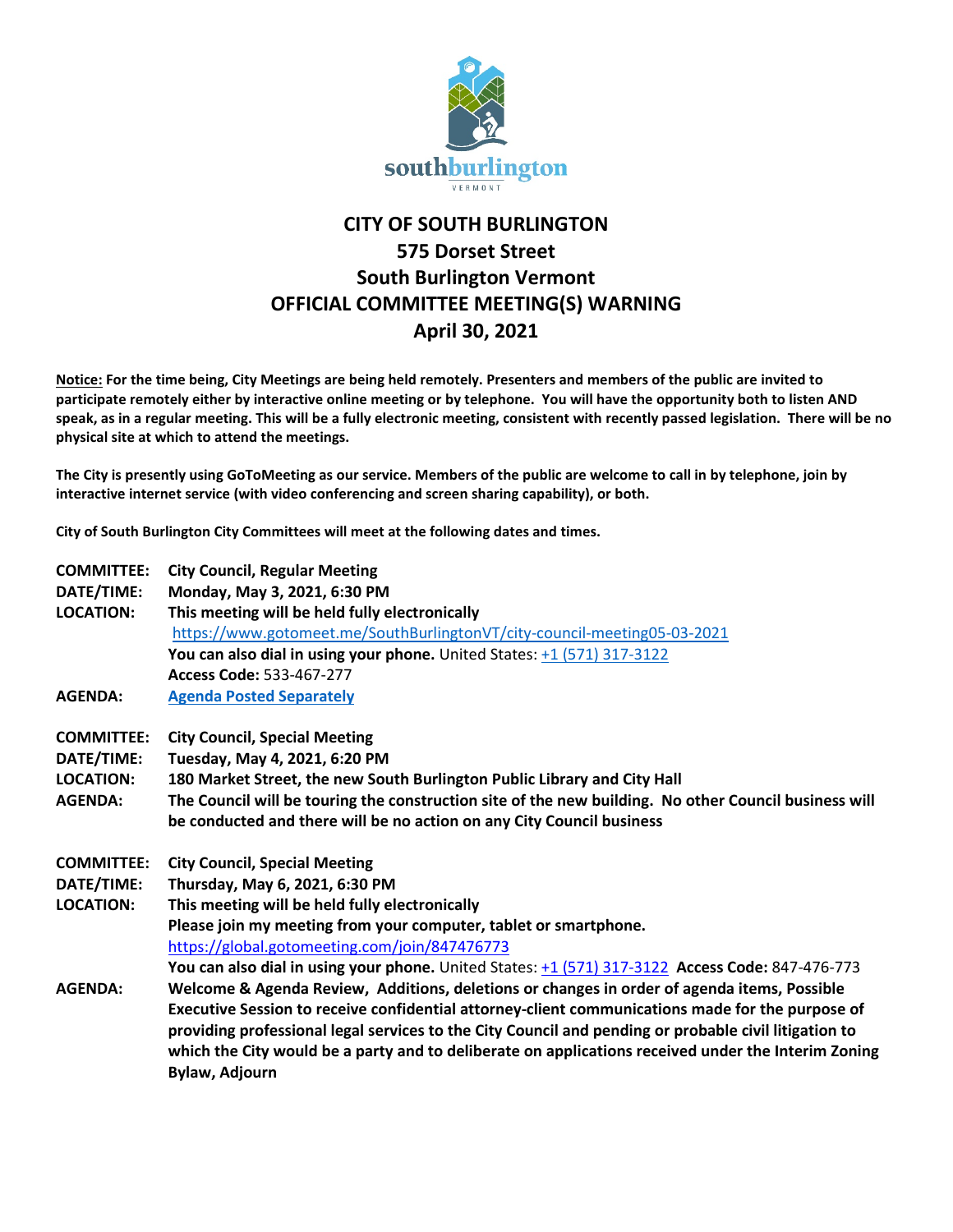# CITY OF SOUTH BURLINGTON
## 575 Dorset Street
## South Burlington Vermont
## OFFICIAL COMMITTEE MEETING(S) WARNING
## April 30, 2021

**Notice: For the time being, City Meetings are being held remotely. Presenters and members of the public are invited to participate remotely either by interactive online meeting or by telephone. You will have the opportunity both to listen AND speak, as in a regular meeting. This will be a fully electronic meeting, consistent with recently passed legislation. There will be no physical site at which to attend the meetings.**

**The City is presently using GoToMeeting as our service. Members of the public are welcome to call in by telephone, join by interactive internet service (with video conferencing and screen sharing capability), or both.**

**City of South Burlington City Committees will meet at the following dates and times.**

**COMMITTEE:** **City Council, Regular Meeting**
**DATE/TIME:** **Monday, May 3, 2021, 6:30 PM**
**LOCATION:** **This meeting will be held fully electronically**
https://www.gotomeet.me/SouthBurlingtonVT/city-council-meeting05-03-2021
**You can also dial in using your phone.** United States: +1 (571) 317-3122
**Access Code:** 533-467-277
**AGENDA:** **Agenda Posted Separately**

**COMMITTEE:** **City Council, Special Meeting**
**DATE/TIME:** **Tuesday, May 4, 2021, 6:20 PM**
**LOCATION:** **180 Market Street, the new South Burlington Public Library and City Hall**
**AGENDA:** **The Council will be touring the construction site of the new building. No other Council business will be conducted and there will be no action on any City Council business**

**COMMITTEE:** **City Council, Special Meeting**
**DATE/TIME:** **Thursday, May 6, 2021, 6:30 PM**
**LOCATION:** **This meeting will be held fully electronically**
**Please join my meeting from your computer, tablet or smartphone.**
https://global.gotomeeting.com/join/847476773
**You can also dial in using your phone.** United States: +1 (571) 317-3122 **Access Code:** 847-476-773
**AGENDA:** **Welcome & Agenda Review, Additions, deletions or changes in order of agenda items, Possible Executive Session to receive confidential attorney-client communications made for the purpose of providing professional legal services to the City Council and pending or probable civil litigation to which the City would be a party and to deliberate on applications received under the Interim Zoning Bylaw, Adjourn**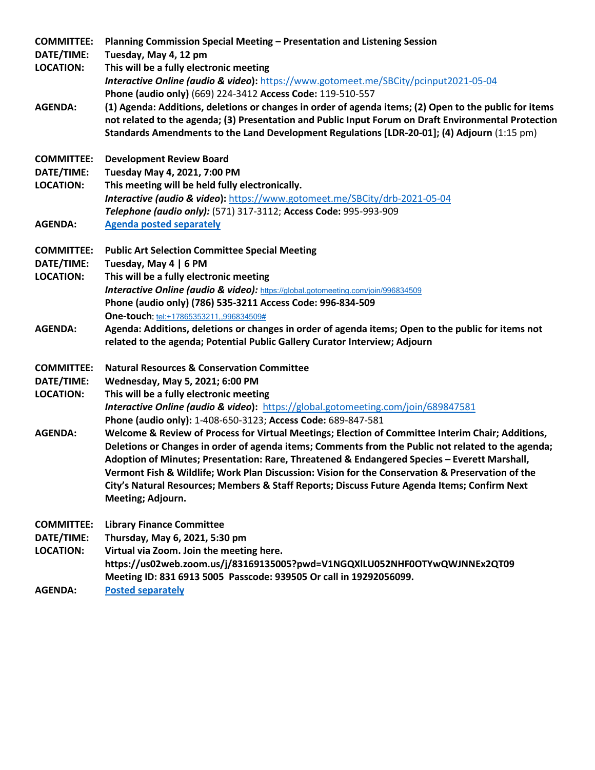**COMMITTEE:** **Planning Commission Special Meeting – Presentation and Listening Session**
**DATE/TIME:** **Tuesday, May 4, 12 pm**
**LOCATION:** **This will be a fully electronic meeting**
***Interactive Online (audio & video)*:** https://www.gotomeet.me/SBCity/pcinput2021-05-04
**Phone (audio only)** (669) 224-3412 **Access Code:** 119-510-557
**AGENDA:** **(1) Agenda: Additions, deletions or changes in order of agenda items; (2) Open to the public for items not related to the agenda; (3) Presentation and Public Input Forum on Draft Environmental Protection Standards Amendments to the Land Development Regulations [LDR-20-01]; (4) Adjourn** (1:15 pm)

**COMMITTEE:** **Development Review Board**
**DATE/TIME:** **Tuesday May 4, 2021, 7:00 PM**
**LOCATION:** **This meeting will be held fully electronically.**
***Interactive (audio & video)*:** https://www.gotomeet.me/SBCity/drb-2021-05-04
***Telephone (audio only):*** (571) 317-3112; **Access Code:** 995-993-909
**AGENDA:** **Agenda posted separately**

**COMMITTEE:** **Public Art Selection Committee Special Meeting**
**DATE/TIME:** **Tuesday, May 4 | 6 PM**
**LOCATION:** **This will be a fully electronic meeting**
***Interactive Online (audio & video):*** https://global.gotomeeting.com/join/996834509
**Phone (audio only) (786) 535-3211 Access Code: 996-834-509**
**One-touch**: tel:+17865353211,,996834509#
**AGENDA:** **Agenda: Additions, deletions or changes in order of agenda items; Open to the public for items not related to the agenda; Potential Public Gallery Curator Interview; Adjourn**

**COMMITTEE:** **Natural Resources & Conservation Committee**
**DATE/TIME:** **Wednesday, May 5, 2021; 6:00 PM**
**LOCATION:** **This will be a fully electronic meeting**
***Interactive Online (audio & video)*:** https://global.gotomeeting.com/join/689847581
**Phone (audio only):** 1-408-650-3123; **Access Code:** 689-847-581
**AGENDA:** **Welcome & Review of Process for Virtual Meetings; Election of Committee Interim Chair; Additions, Deletions or Changes in order of agenda items; Comments from the Public not related to the agenda; Adoption of Minutes; Presentation: Rare, Threatened & Endangered Species – Everett Marshall, Vermont Fish & Wildlife; Work Plan Discussion: Vision for the Conservation & Preservation of the City's Natural Resources; Members & Staff Reports; Discuss Future Agenda Items; Confirm Next Meeting; Adjourn.**

**COMMITTEE:** **Library Finance Committee**
**DATE/TIME:** **Thursday, May 6, 2021, 5:30 pm**
**LOCATION:** **Virtual via Zoom. Join the meeting here.**
**https://us02web.zoom.us/j/83169135005?pwd=V1NGQXlLU052NHF0OTYwQWJNNEx2QT09**
**Meeting ID: 831 6913 5005 Passcode: 939505 Or call in 19292056099.**
**AGENDA:** **Posted separately**